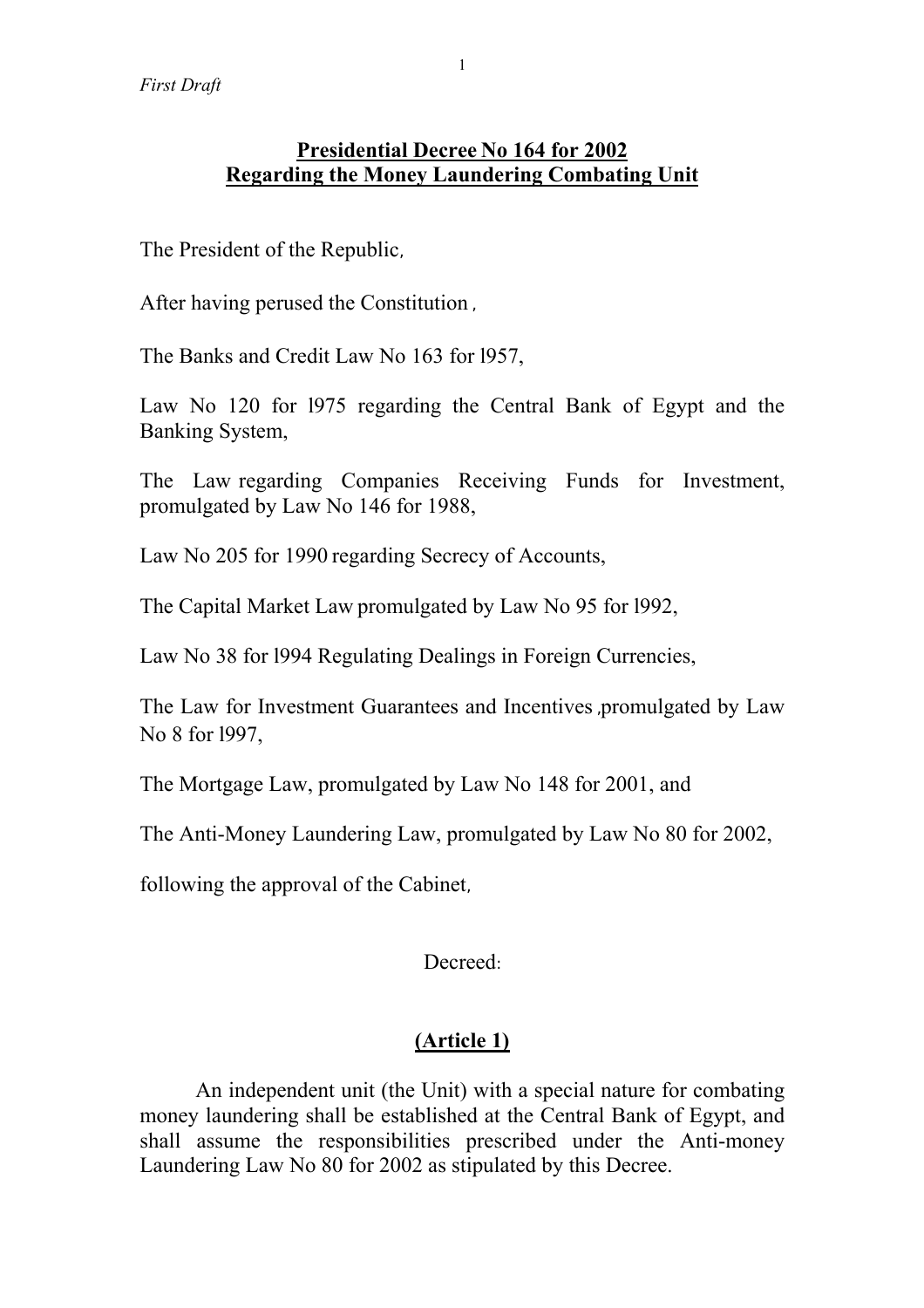*First Draft*

**Presidential Decree No 164 for 2002**
**Regarding the Money Laundering Combating Unit**

The President of the Republic,

After having perused the Constitution ,

The Banks and Credit Law No 163 for l957,

Law No 120 for l975 regarding the Central Bank of Egypt and the Banking System,

The Law regarding Companies Receiving Funds for Investment, promulgated by Law No 146 for 1988,

Law No 205 for 1990 regarding Secrecy of Accounts,

The Capital Market Law promulgated by Law No 95 for l992,

Law No 38 for l994 Regulating Dealings in Foreign Currencies,

The Law for Investment Guarantees and Incentives ,promulgated by Law No 8 for l997,

The Mortgage Law, promulgated by Law No 148 for 2001, and

The Anti-Money Laundering Law, promulgated by Law No 80 for 2002,

following the approval of the Cabinet,

Decreed:

**(Article 1)**

An independent unit (the Unit) with a special nature for combating money laundering shall be established at the Central Bank of Egypt, and shall assume the responsibilities prescribed under the Anti-money Laundering Law No 80 for 2002 as stipulated by this Decree.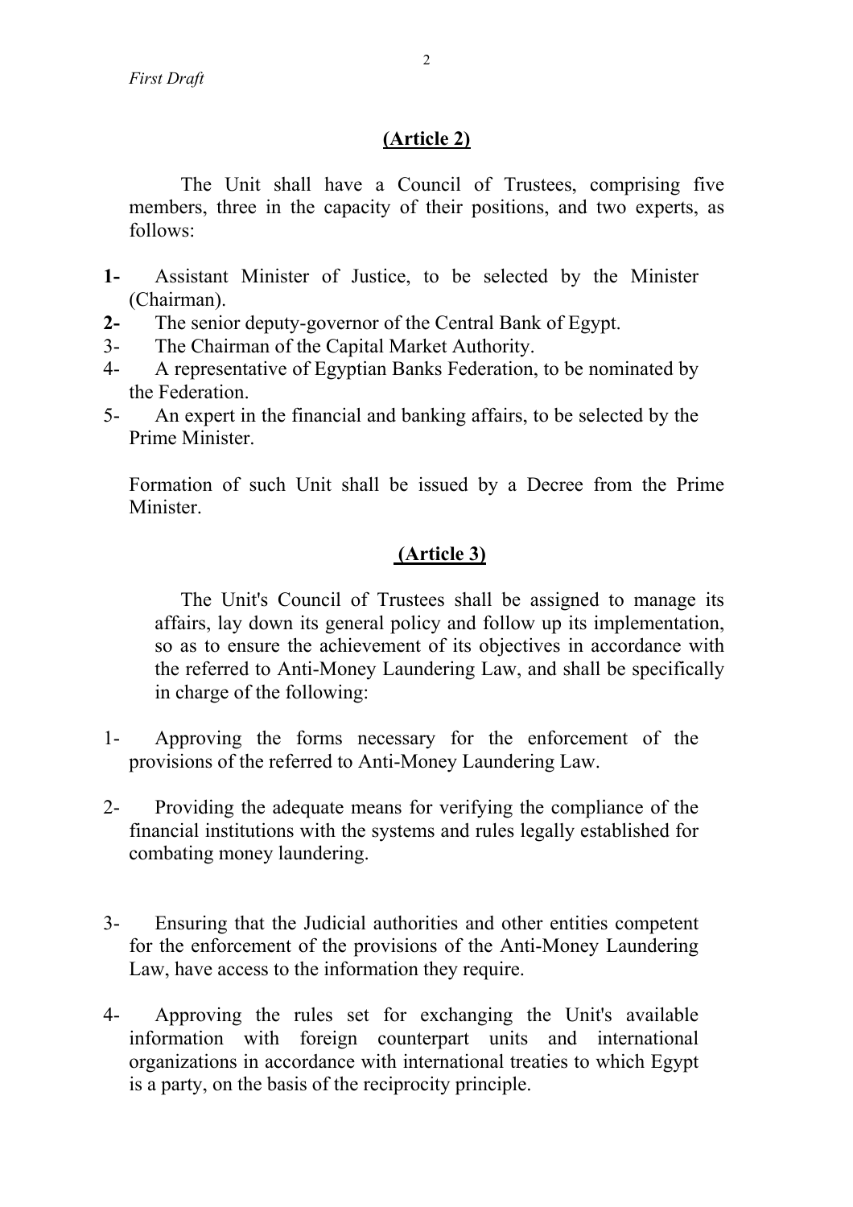*First Draft*

## (Article 2)

The Unit shall have a Council of Trustees, comprising five members, three in the capacity of their positions, and two experts, as follows:

1- Assistant Minister of Justice, to be selected by the Minister (Chairman).
2- The senior deputy-governor of the Central Bank of Egypt.
3- The Chairman of the Capital Market Authority.
4- A representative of Egyptian Banks Federation, to be nominated by the Federation.
5- An expert in the financial and banking affairs, to be selected by the Prime Minister.

Formation of such Unit shall be issued by a Decree from the Prime Minister.

## (Article 3)

The Unit's Council of Trustees shall be assigned to manage its affairs, lay down its general policy and follow up its implementation, so as to ensure the achievement of its objectives in accordance with the referred to Anti-Money Laundering Law, and shall be specifically in charge of the following:

1- Approving the forms necessary for the enforcement of the provisions of the referred to Anti-Money Laundering Law.

2- Providing the adequate means for verifying the compliance of the financial institutions with the systems and rules legally established for combating money laundering.

3- Ensuring that the Judicial authorities and other entities competent for the enforcement of the provisions of the Anti-Money Laundering Law, have access to the information they require.

4- Approving the rules set for exchanging the Unit's available information with foreign counterpart units and international organizations in accordance with international treaties to which Egypt is a party, on the basis of the reciprocity principle.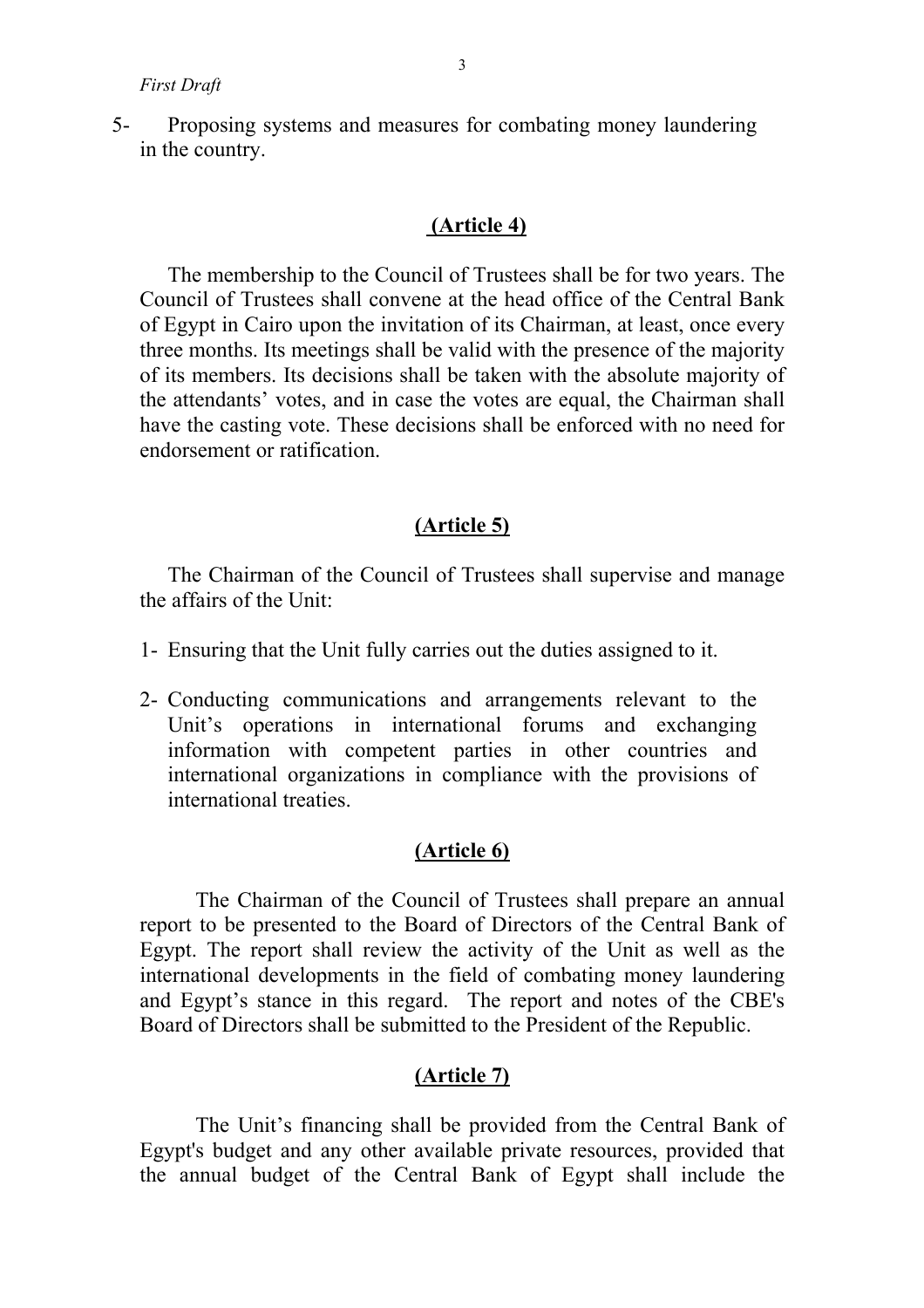5- Proposing systems and measures for combating money laundering in the country.

## (Article 4)

The membership to the Council of Trustees shall be for two years. The Council of Trustees shall convene at the head office of the Central Bank of Egypt in Cairo upon the invitation of its Chairman, at least, once every three months. Its meetings shall be valid with the presence of the majority of its members. Its decisions shall be taken with the absolute majority of the attendants' votes, and in case the votes are equal, the Chairman shall have the casting vote. These decisions shall be enforced with no need for endorsement or ratification.

## (Article 5)

The Chairman of the Council of Trustees shall supervise and manage the affairs of the Unit:

1- Ensuring that the Unit fully carries out the duties assigned to it.

2- Conducting communications and arrangements relevant to the Unit's operations in international forums and exchanging information with competent parties in other countries and international organizations in compliance with the provisions of international treaties.

## (Article 6)

The Chairman of the Council of Trustees shall prepare an annual report to be presented to the Board of Directors of the Central Bank of Egypt. The report shall review the activity of the Unit as well as the international developments in the field of combating money laundering and Egypt's stance in this regard. The report and notes of the CBE's Board of Directors shall be submitted to the President of the Republic.

## (Article 7)

The Unit's financing shall be provided from the Central Bank of Egypt's budget and any other available private resources, provided that the annual budget of the Central Bank of Egypt shall include the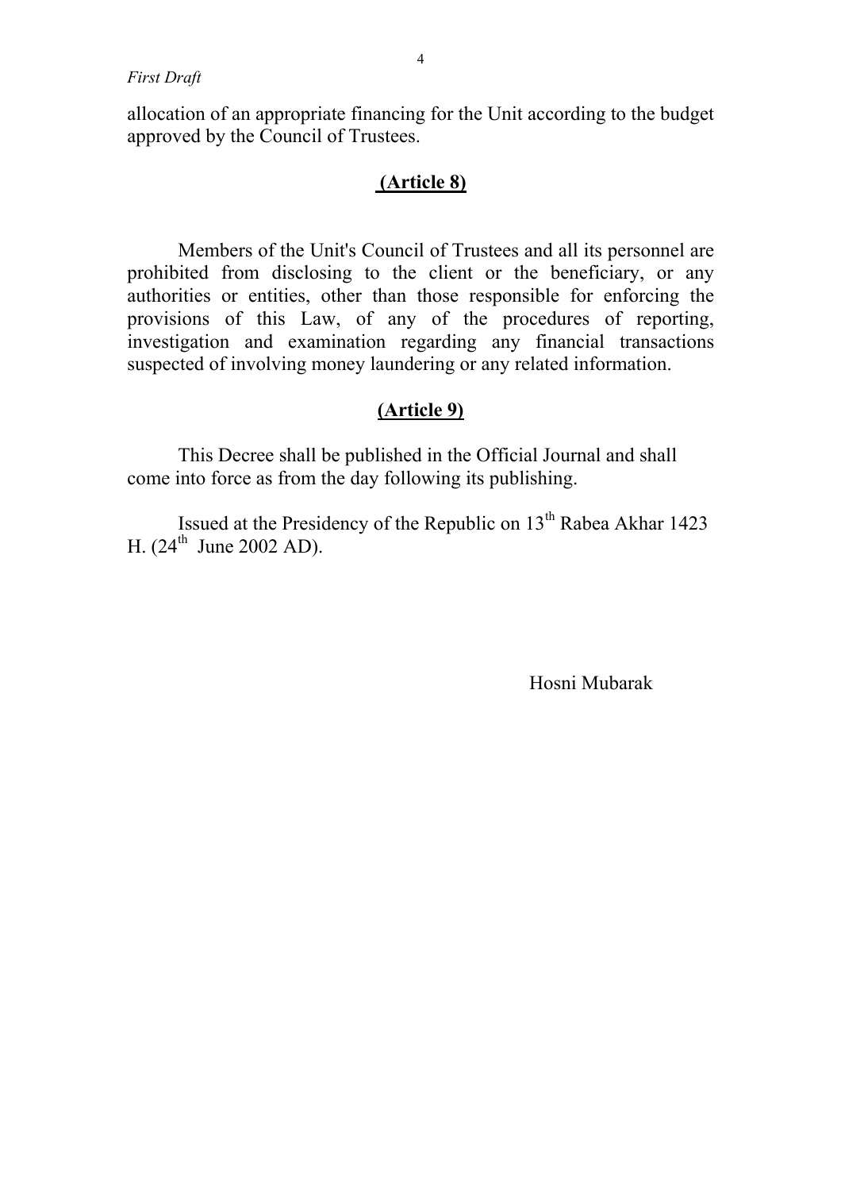allocation of an appropriate financing for the Unit according to the budget approved by the Council of Trustees.

## (Article 8)

Members of the Unit's Council of Trustees and all its personnel are prohibited from disclosing to the client or the beneficiary, or any authorities or entities, other than those responsible for enforcing the provisions of this Law, of any of the procedures of reporting, investigation and examination regarding any financial transactions suspected of involving money laundering or any related information.

## (Article 9)

This Decree shall be published in the Official Journal and shall come into force as from the day following its publishing.

Issued at the Presidency of the Republic on 13th Rabea Akhar 1423 H. (24th June 2002 AD).

Hosni Mubarak